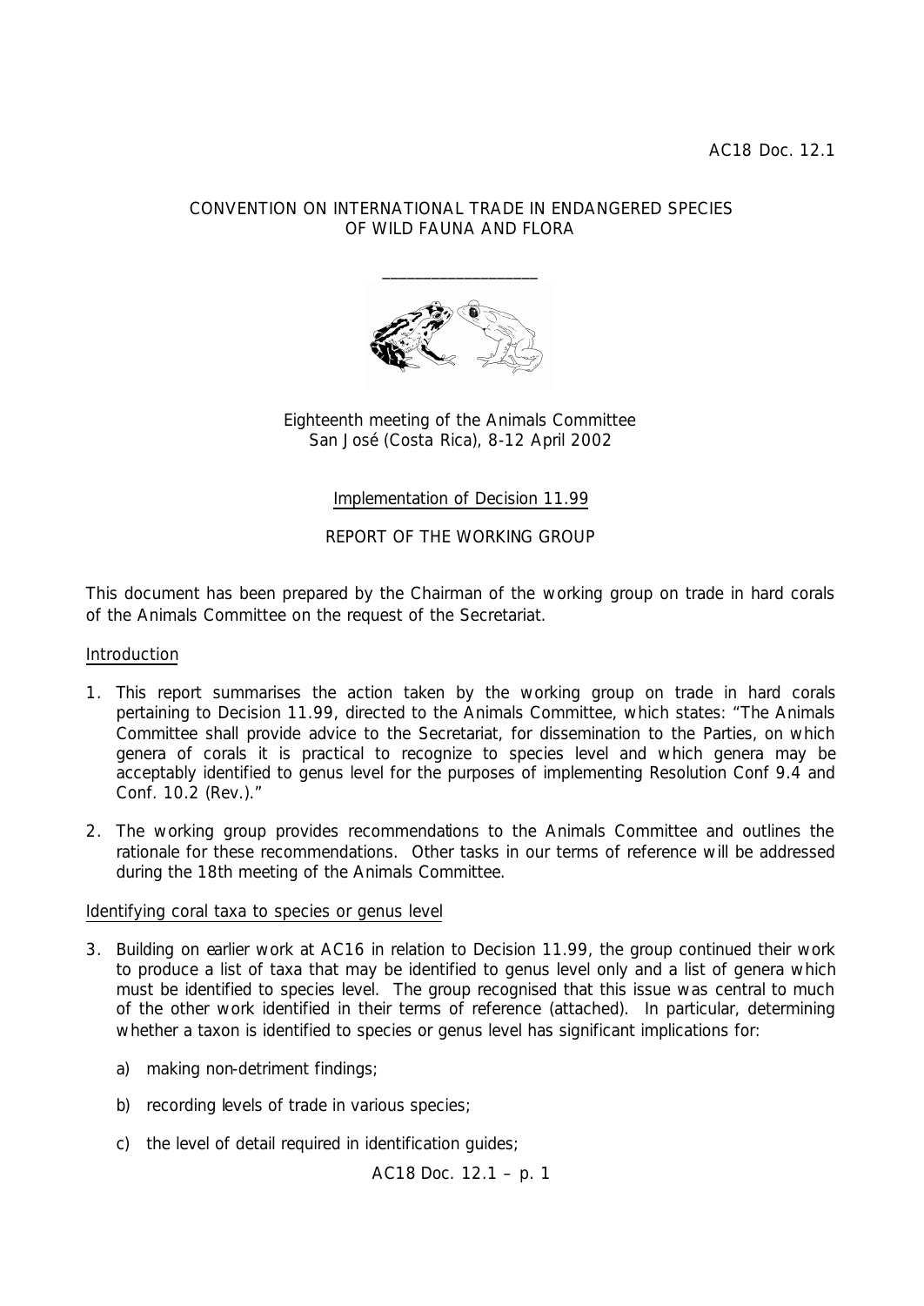AC18 Doc. 12.1

CONVENTION ON INTERNATIONAL TRADE IN ENDANGERED SPECIES
OF WILD FAUNA AND FLORA

____________________

Eighteenth meeting of the Animals Committee
San José (Costa Rica), 8-12 April 2002

Implementation of Decision 11.99

REPORT OF THE WORKING GROUP

This document has been prepared by the Chairman of the working group on trade in hard corals of the Animals Committee on the request of the Secretariat.

## Introduction

1. This report summarises the action taken by the working group on trade in hard corals pertaining to Decision 11.99, directed to the Animals Committee, which states: "The Animals Committee shall provide advice to the Secretariat, for dissemination to the Parties, on which genera of corals it is practical to recognize to species level and which genera may be acceptably identified to genus level for the purposes of implementing Resolution Conf 9.4 and Conf. 10.2 (Rev.)."

2. The working group provides recommendations to the Animals Committee and outlines the rationale for these recommendations. Other tasks in our terms of reference will be addressed during the 18th meeting of the Animals Committee.

## Identifying coral taxa to species or genus level

3. Building on earlier work at AC16 in relation to Decision 11.99, the group continued their work to produce a list of taxa that may be identified to genus level only and a list of genera which must be identified to species level. The group recognised that this issue was central to much of the other work identified in their terms of reference (attached). In particular, determining whether a taxon is identified to species or genus level has significant implications for:

   a) making non-detriment findings;

   b) recording levels of trade in various species;

   c) the level of detail required in identification guides;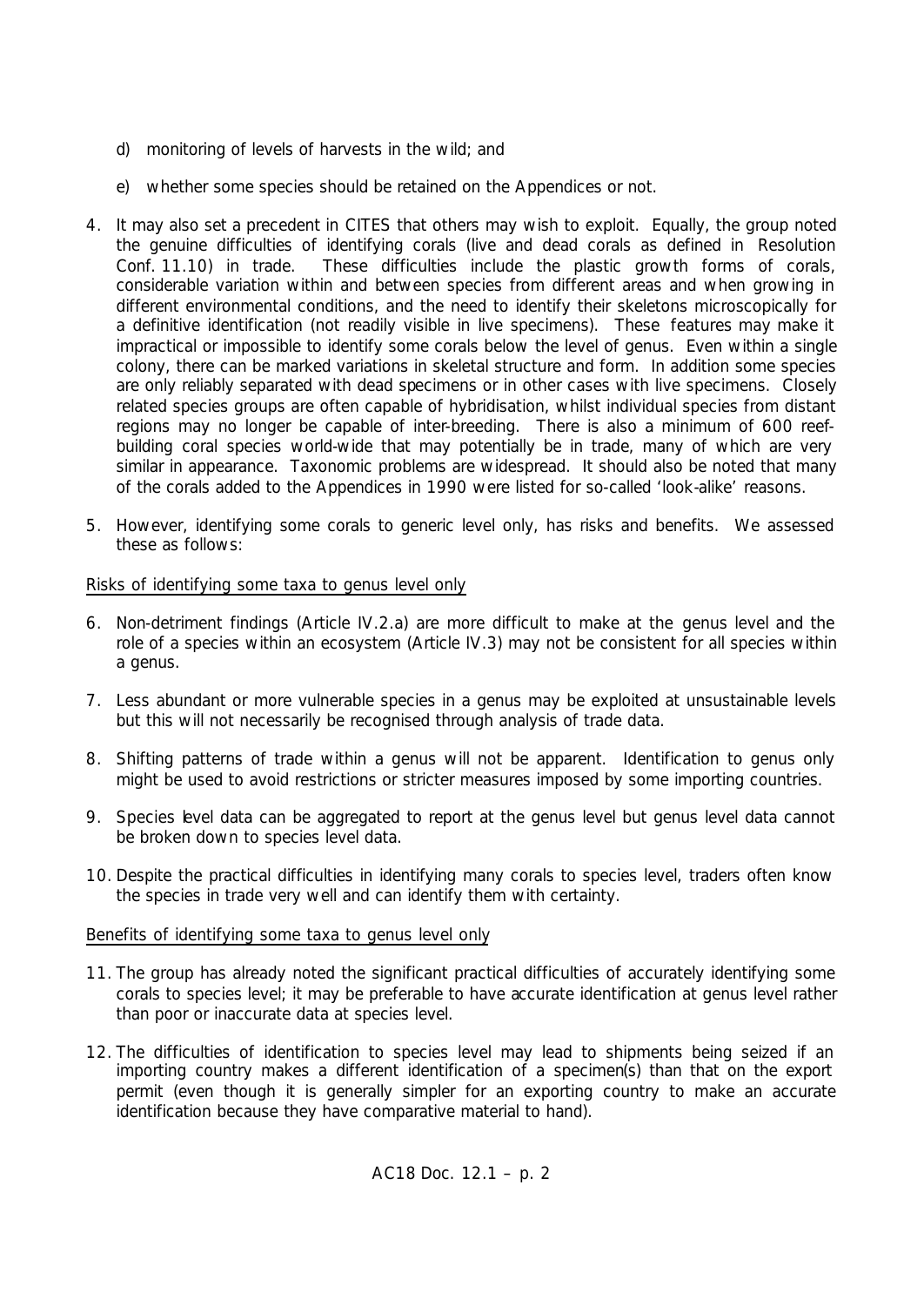d) monitoring of levels of harvests in the wild; and

e) whether some species should be retained on the Appendices or not.

4. It may also set a precedent in CITES that others may wish to exploit. Equally, the group noted the genuine difficulties of identifying corals (live and dead corals as defined in Resolution Conf. 11.10) in trade. These difficulties include the plastic growth forms of corals, considerable variation within and between species from different areas and when growing in different environmental conditions, and the need to identify their skeletons microscopically for a definitive identification (not readily visible in live specimens). These features may make it impractical or impossible to identify some corals below the level of genus. Even within a single colony, there can be marked variations in skeletal structure and form. In addition some species are only reliably separated with dead specimens or in other cases with live specimens. Closely related species groups are often capable of hybridisation, whilst individual species from distant regions may no longer be capable of inter-breeding. There is also a minimum of 600 reef-building coral species world-wide that may potentially be in trade, many of which are very similar in appearance. Taxonomic problems are widespread. It should also be noted that many of the corals added to the Appendices in 1990 were listed for so-called 'look-alike' reasons.

5. However, identifying some corals to generic level only, has risks and benefits. We assessed these as follows:

<u>Risks of identifying some taxa to genus level only</u>

6. Non-detriment findings (Article IV.2.a) are more difficult to make at the genus level and the role of a species within an ecosystem (Article IV.3) may not be consistent for all species within a genus.

7. Less abundant or more vulnerable species in a genus may be exploited at unsustainable levels but this will not necessarily be recognised through analysis of trade data.

8. Shifting patterns of trade within a genus will not be apparent. Identification to genus only might be used to avoid restrictions or stricter measures imposed by some importing countries.

9. Species level data can be aggregated to report at the genus level but genus level data cannot be broken down to species level data.

10. Despite the practical difficulties in identifying many corals to species level, traders often know the species in trade very well and can identify them with certainty.

<u>Benefits of identifying some taxa to genus level only</u>

11. The group has already noted the significant practical difficulties of accurately identifying some corals to species level; it may be preferable to have accurate identification at genus level rather than poor or inaccurate data at species level.

12. The difficulties of identification to species level may lead to shipments being seized if an importing country makes a different identification of a specimen(s) than that on the export permit (even though it is generally simpler for an exporting country to make an accurate identification because they have comparative material to hand).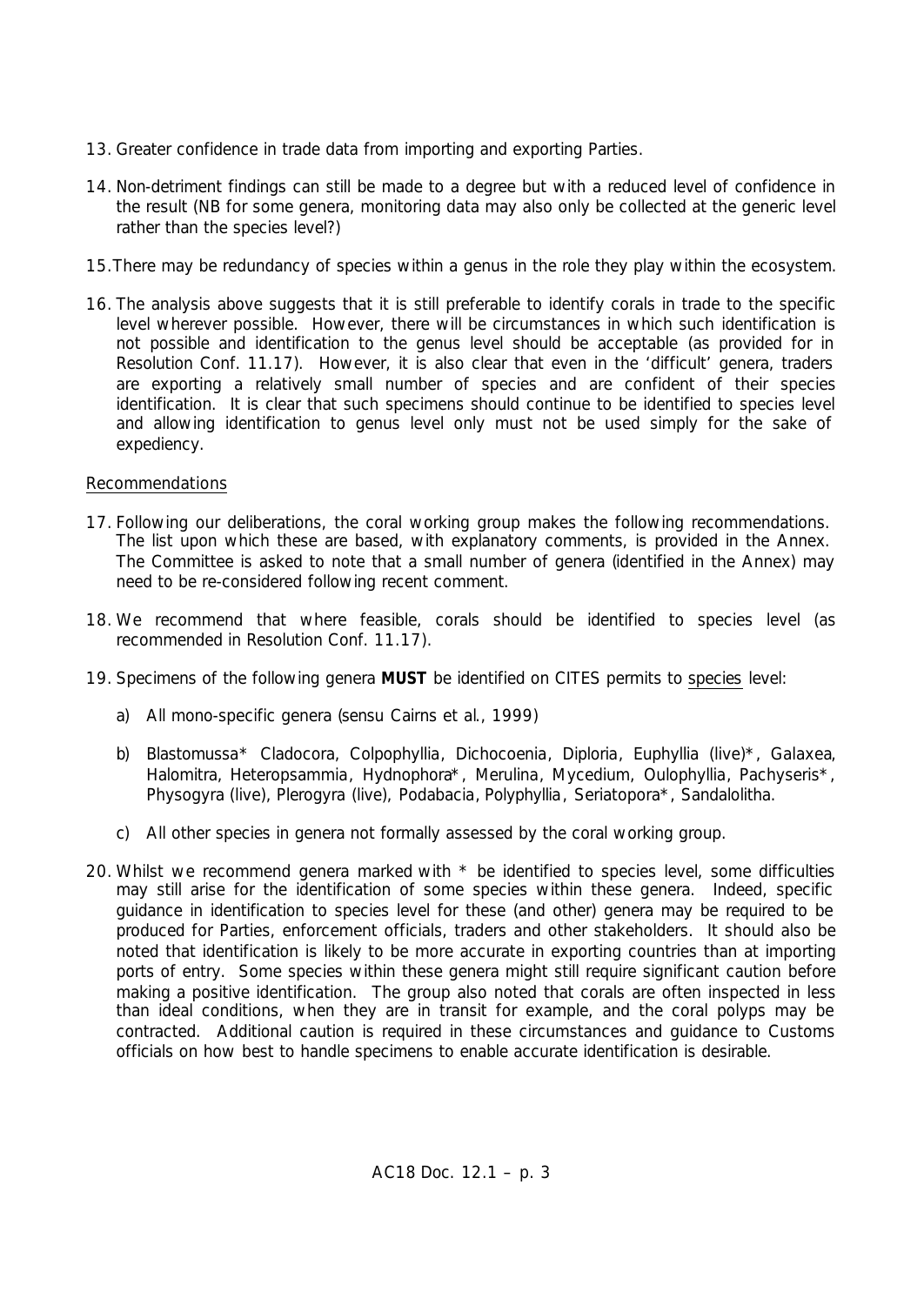13. Greater confidence in trade data from importing and exporting Parties.

14. Non-detriment findings can still be made to a degree but with a reduced level of confidence in the result (NB for some genera, monitoring data may also only be collected at the generic level rather than the species level?)

15. There may be redundancy of species within a genus in the role they play within the ecosystem.

16. The analysis above suggests that it is still preferable to identify corals in trade to the specific level wherever possible. However, there will be circumstances in which such identification is not possible and identification to the genus level should be acceptable (as provided for in Resolution Conf. 11.17). However, it is also clear that even in the 'difficult' genera, traders are exporting a relatively small number of species and are confident of their species identification. It is clear that such specimens should continue to be identified to species level and allowing identification to genus level only must not be used simply for the sake of expediency.

Recommendations

17. Following our deliberations, the coral working group makes the following recommendations. The list upon which these are based, with explanatory comments, is provided in the Annex. The Committee is asked to note that a small number of genera (identified in the Annex) may need to be re-considered following recent comment.

18. We recommend that where feasible, corals should be identified to species level (as recommended in Resolution Conf. 11.17).

19. Specimens of the following genera **MUST** be identified on CITES permits to species level:

    a) All mono-specific genera (*sensu* Cairns et al., 1999)

    b) *Blastomussa*\* *Cladocora*, *Colpophyllia*, *Dichocoenia*, *Diploria*, *Euphyllia* (live)\*, *Galaxea*, *Halomitra*, *Heteropsammia*, *Hydnophora*\*, *Merulina*, *Mycedium*, *Oulophyllia*, *Pachyseris*\*, *Physogyra* (live), *Plerogyra* (live), *Podabacia*, *Polyphyllia*, *Seriatopora*\*, *Sandalolitha*.

    c) All other species in genera not formally assessed by the coral working group.

20. Whilst we recommend genera marked with \* be identified to species level, some difficulties may still arise for the identification of some species within these genera. Indeed, specific guidance in identification to species level for these (and other) genera may be required to be produced for Parties, enforcement officials, traders and other stakeholders. It should also be noted that identification is likely to be more accurate in exporting countries than at importing ports of entry. Some species within these genera might still require significant caution before making a positive identification. The group also noted that corals are often inspected in less than ideal conditions, when they are in transit for example, and the coral polyps may be contracted. Additional caution is required in these circumstances and guidance to Customs officials on how best to handle specimens to enable accurate identification is desirable.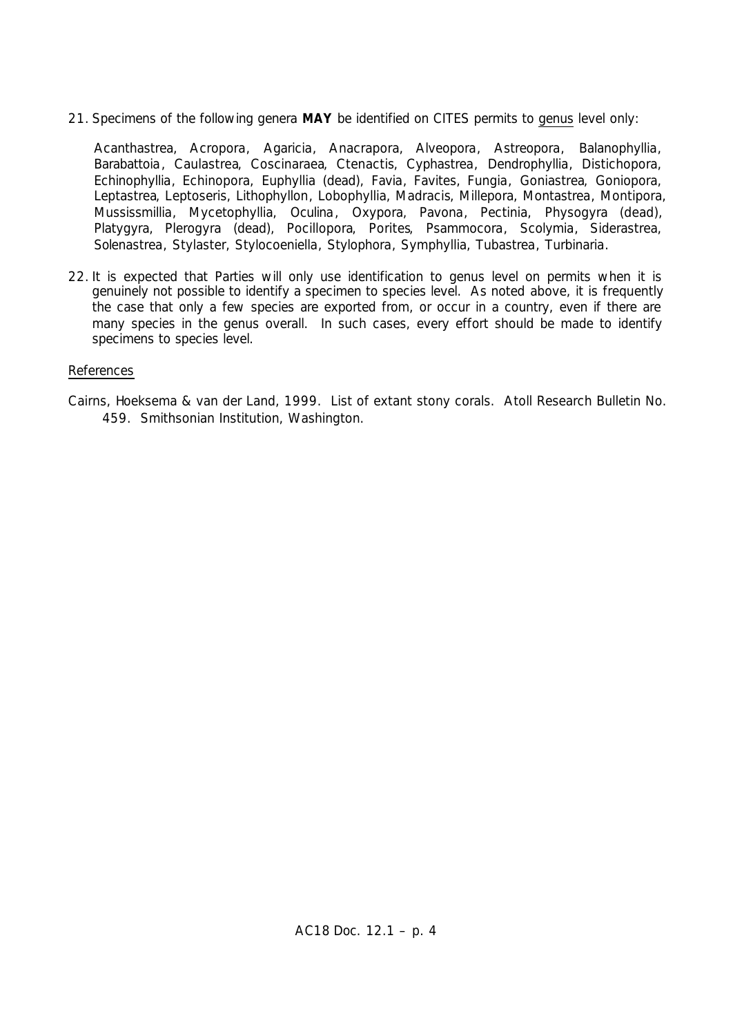21. Specimens of the following genera **MAY** be identified on CITES permits to genus level only:

    Acanthastrea, Acropora, Agaricia, Anacrapora, Alveopora, Astreopora, Balanophyllia, Barabattoia, Caulastrea, Coscinaraea, Ctenactis, Cyphastrea, Dendrophyllia, Distichopora, Echinophyllia, Echinopora, Euphyllia (dead), Favia, Favites, Fungia, Goniastrea, Goniopora, Leptastrea, Leptoseris, Lithophyllon, Lobophyllia, Madracis, Millepora, Montastrea, Montipora, Mussissmillia, Mycetophyllia, Oculina, Oxypora, Pavona, Pectinia, Physogyra (dead), Platygyra, Plerogyra (dead), Pocillopora, Porites, Psammocora, Scolymia, Siderastrea, Solenastrea, Stylaster, Stylocoeniella, Stylophora, Symphyllia, Tubastrea, Turbinaria.

22. It is expected that Parties will only use identification to genus level on permits when it is genuinely not possible to identify a specimen to species level. As noted above, it is frequently the case that only a few species are exported from, or occur in a country, even if there are many species in the genus overall. In such cases, every effort should be made to identify specimens to species level.

References

Cairns, Hoeksema & van der Land, 1999. List of extant stony corals. Atoll Research Bulletin No. 459. Smithsonian Institution, Washington.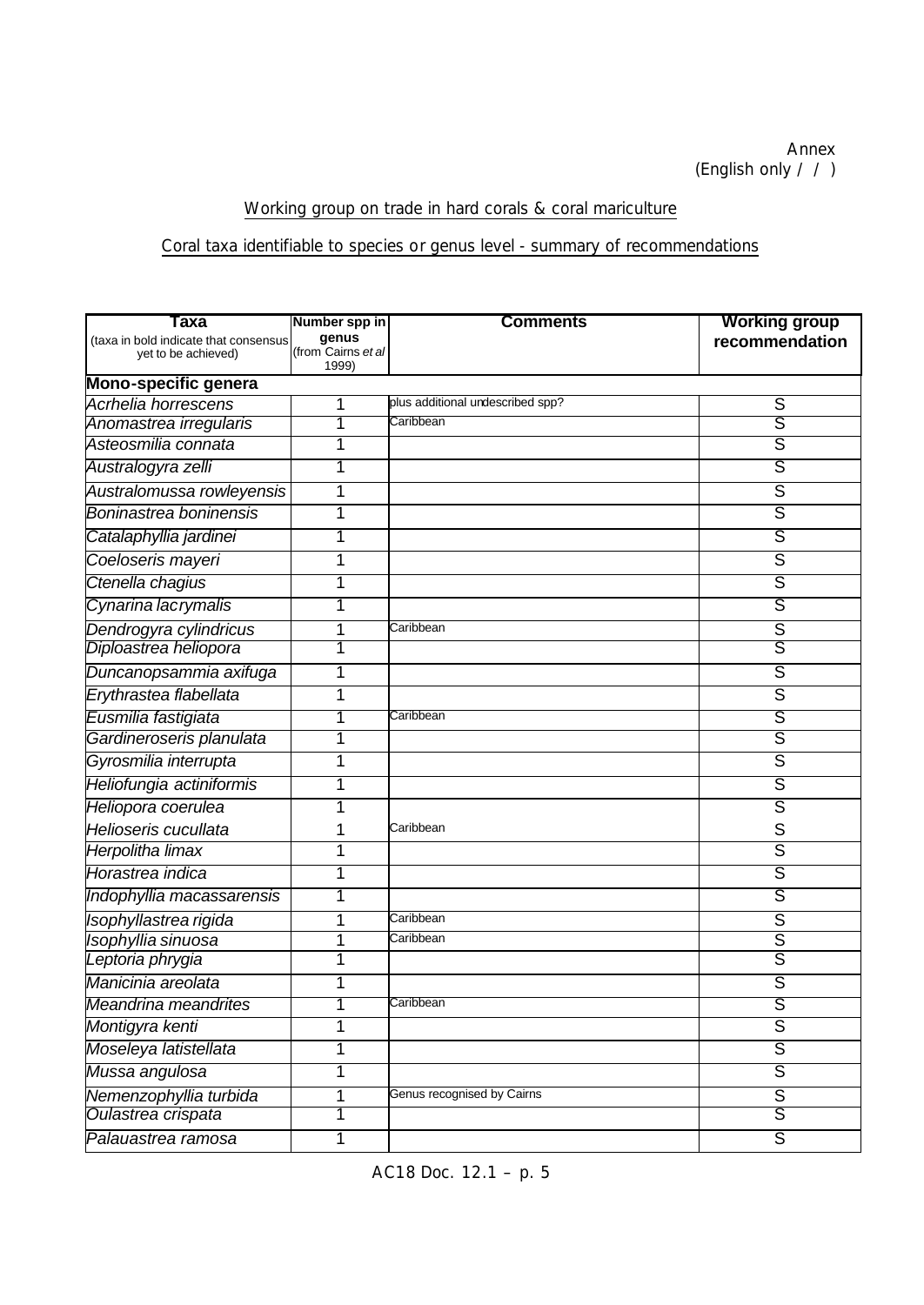Annex
(English only / / )

Working group on trade in hard corals & coral mariculture

Coral taxa identifiable to species or genus level - summary of recommendations

| **Taxa** (taxa in bold indicate that consensus yet to be achieved) | **Number spp in genus** (from Cairns *et al* 1999) | **Comments** | **Working group recommendation** |
|---|---|---|---|
| **Mono-specific genera** | | | |
| *Acrhelia horrescens* | 1 | plus additional undescribed spp? | S |
| *Anomastrea irregularis* | 1 | Caribbean | S |
| *Asteosmilia connata* | 1 | | S |
| *Australogyra zelli* | 1 | | S |
| *Australomussa rowleyensis* | 1 | | S |
| *Boninastrea boninensis* | 1 | | S |
| *Catalaphyllia jardinei* | 1 | | S |
| *Coeloseris mayeri* | 1 | | S |
| *Ctenella chagius* | 1 | | S |
| *Cynarina lacrymalis* | 1 | | S |
| *Dendrogyra cylindricus* | 1 | Caribbean | S |
| *Diploastrea heliopora* | 1 | | S |
| *Duncanopsammia axifuga* | 1 | | S |
| *Erythrastea flabellata* | 1 | | S |
| *Eusmilia fastigiata* | 1 | Caribbean | S |
| *Gardineroseris planulata* | 1 | | S |
| *Gyrosmilia interrupta* | 1 | | S |
| *Heliofungia actiniformis* | 1 | | S |
| *Heliopora coerulea* | 1 | | S |
| *Helioseris cucullata* | 1 | Caribbean | S |
| *Herpolitha limax* | 1 | | S |
| *Horastrea indica* | 1 | | S |
| *Indophyllia macassarensis* | 1 | | S |
| *Isophyllastrea rigida* | 1 | Caribbean | S |
| *Isophyllia sinuosa* | 1 | Caribbean | S |
| *Leptoria phrygia* | 1 | | S |
| *Manicinia areolata* | 1 | | S |
| *Meandrina meandrites* | 1 | Caribbean | S |
| *Montigyra kenti* | 1 | | S |
| *Moseleya latistellata* | 1 | | S |
| *Mussa angulosa* | 1 | | S |
| *Nemenzophyllia turbida* | 1 | Genus recognised by Cairns | S |
| *Oulastrea crispata* | 1 | | S |
| *Palauastrea ramosa* | 1 | | S |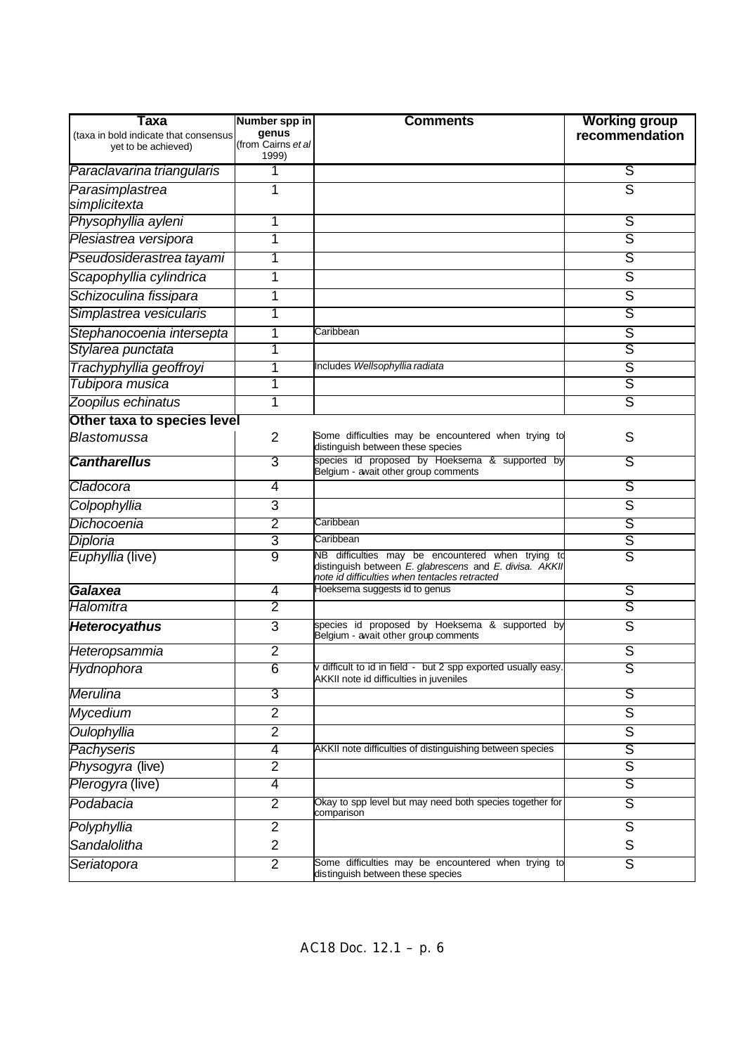| **Taxa** (taxa in bold indicate that consensus yet to be achieved) | **Number spp in genus** (from Cairns *et al* 1999) | **Comments** | **Working group recommendation** |
|---|---|---|---|
| *Paraclavarina triangularis* | 1 | | S |
| *Parasimplastrea simplicitexta* | 1 | | S |
| *Physophyllia ayleni* | 1 | | S |
| *Plesiastrea versipora* | 1 | | S |
| *Pseudosiderastrea tayami* | 1 | | S |
| *Scapophyllia cylindrica* | 1 | | S |
| *Schizoculina fissipara* | 1 | | S |
| *Simplastrea vesicularis* | 1 | | S |
| *Stephanocoenia intersepta* | 1 | Caribbean | S |
| *Stylarea punctata* | 1 | | S |
| *Trachyphyllia geoffroyi* | 1 | Includes *Wellsophyllia radiata* | S |
| *Tubipora musica* | 1 | | S |
| *Zoopilus echinatus* | 1 | | S |
| **Other taxa to species level** | | | |
| *Blastomussa* | 2 | Some difficulties may be encountered when trying to distinguish between these species | S |
| ***Cantharellus*** | 3 | species id proposed by Hoeksema & supported by Belgium - await other group comments | S |
| *Cladocora* | 4 | | S |
| *Colpophyllia* | 3 | | S |
| *Dichocoenia* | 2 | Caribbean | S |
| *Diploria* | 3 | Caribbean | S |
| *Euphyllia* (live) | 9 | NB difficulties may be encountered when trying to distinguish between *E. glabrescens* and *E. divisa*. *AKKII note id difficulties when tentacles retracted* | S |
| ***Galaxea*** | 4 | Hoeksema suggests id to genus | S |
| *Halomitra* | 2 | | S |
| ***Heterocyathus*** | 3 | species id proposed by Hoeksema & supported by Belgium - await other group comments | S |
| *Heteropsammia* | 2 | | S |
| *Hydnophora* | 6 | v difficult to id in field - but 2 spp exported usually easy. AKKII note id difficulties in juveniles | S |
| *Merulina* | 3 | | S |
| *Mycedium* | 2 | | S |
| *Oulophyllia* | 2 | | S |
| *Pachyseris* | 4 | AKKII note difficulties of distinguishing between species | S |
| *Physogyra* (live) | 2 | | S |
| *Plerogyra* (live) | 4 | | S |
| *Podabacia* | 2 | Okay to spp level but may need both species together for comparison | S |
| *Polyphyllia* | 2 | | S |
| *Sandalolitha* | 2 | | S |
| *Seriatopora* | 2 | Some difficulties may be encountered when trying to distinguish between these species | S |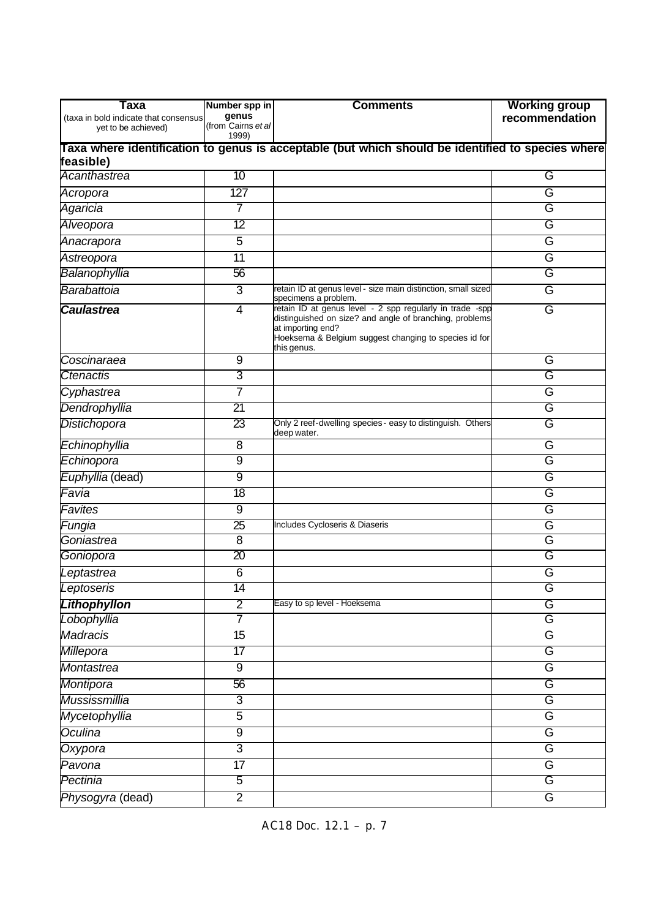| **Taxa**<br>(taxa in bold indicate that consensus yet to be achieved) | **Number spp in genus**<br>(from Cairns *et al* 1999) | **Comments** | **Working group recommendation** |
|---|---|---|---|
| **Taxa where identification to genus is acceptable (but which should be identified to species where feasible)** | | | |
| *Acanthastrea* | 10 | | G |
| *Acropora* | 127 | | G |
| *Agaricia* | 7 | | G |
| *Alveopora* | 12 | | G |
| *Anacrapora* | 5 | | G |
| *Astreopora* | 11 | | G |
| *Balanophyllia* | 56 | | G |
| *Barabattoia* | 3 | retain ID at genus level - size main distinction, small sized specimens a problem. | G |
| ***Caulastrea*** | 4 | retain ID at genus level - 2 spp regularly in trade -spp distinguished on size? and angle of branching, problems at importing end?<br>Hoeksema & Belgium suggest changing to species id for this genus. | G |
| *Coscinaraea* | 9 | | G |
| *Ctenactis* | 3 | | G |
| *Cyphastrea* | 7 | | G |
| *Dendrophyllia* | 21 | | G |
| *Distichopora* | 23 | Only 2 reef-dwelling species - easy to distinguish. Others deep water. | G |
| *Echinophyllia* | 8 | | G |
| *Echinopora* | 9 | | G |
| *Euphyllia* (dead) | 9 | | G |
| *Favia* | 18 | | G |
| *Favites* | 9 | | G |
| *Fungia* | 25 | Includes Cycloseris & Diaseris | G |
| *Goniastrea* | 8 | | G |
| *Goniopora* | 20 | | G |
| *Leptastrea* | 6 | | G |
| *Leptoseris* | 14 | | G |
| ***Lithophyllon*** | 2 | Easy to sp level - Hoeksema | G |
| *Lobophyllia* | 7 | | G |
| *Madracis* | 15 | | G |
| *Millepora* | 17 | | G |
| *Montastrea* | 9 | | G |
| *Montipora* | 56 | | G |
| *Mussissmillia* | 3 | | G |
| *Mycetophyllia* | 5 | | G |
| *Oculina* | 9 | | G |
| *Oxypora* | 3 | | G |
| *Pavona* | 17 | | G |
| *Pectinia* | 5 | | G |
| *Physogyra* (dead) | 2 | | G |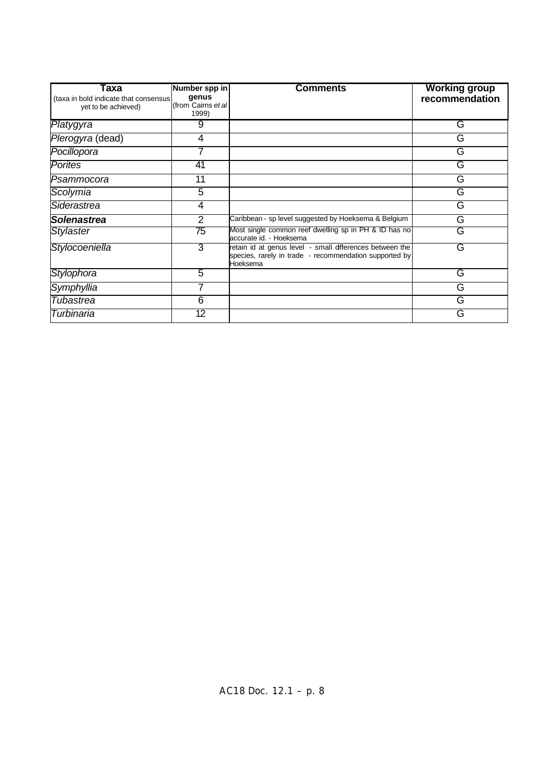| **Taxa** (taxa in bold indicate that consensus yet to be achieved) | **Number spp in genus** (from Cairns *et al* 1999) | **Comments** | **Working group recommendation** |
|---|---|---|---|
| *Platygyra* | 9 | | G |
| *Plerogyra* (dead) | 4 | | G |
| *Pocillopora* | 7 | | G |
| *Porites* | 41 | | G |
| *Psammocora* | 11 | | G |
| *Scolymia* | 5 | | G |
| *Siderastrea* | 4 | | G |
| ***Solenastrea*** | 2 | Caribbean - sp level suggested by Hoeksema & Belgium | G |
| *Stylaster* | 75 | Most single common reef dwelling sp in PH & ID has no accurate id. - Hoeksema | G |
| *Stylocoeniella* | 3 | retain id at genus level - small dfferences between the species, rarely in trade - recommendation supported by Hoeksema | G |
| *Stylophora* | 5 | | G |
| *Symphyllia* | 7 | | G |
| *Tubastrea* | 6 | | G |
| *Turbinaria* | 12 | | G |